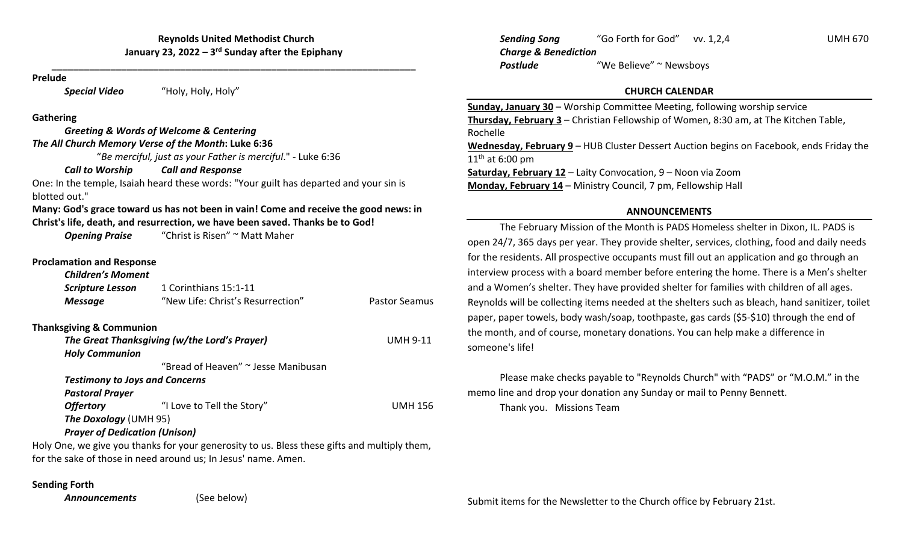**Reynolds United Methodist Church**
**January 23, 2022 – 3rd Sunday after the Epiphany**

---

**Prelude**

*Special Video* "Holy, Holy, Holy"

**Gathering**

***Greeting & Words of Welcome & Centering***

***The All Church Memory Verse of the Month*: Luke 6:36**

"*Be merciful, just as your Father is merciful*." - Luke 6:36

***Call to Worship*** ***Call and Response***

One: In the temple, Isaiah heard these words: "Your guilt has departed and your sin is blotted out."

**Many: God's grace toward us has not been in vain! Come and receive the good news: in Christ's life, death, and resurrection, we have been saved. Thanks be to God!**

*Opening Praise* "Christ is Risen" ~ Matt Maher

**Proclamation and Response**

***Children's Moment***

***Scripture Lesson*** 1 Corinthians 15:1-11

***Message*** "New Life: Christ's Resurrection" Pastor Seamus

**Thanksgiving & Communion**

***The Great Thanksgiving (w/the Lord's Prayer)*** UMH 9-11

***Holy Communion***

"Bread of Heaven" ~ Jesse Manibusan

***Testimony to Joys and Concerns***

***Pastoral Prayer***

***Offertory*** "I Love to Tell the Story" UMH 156

***The Doxology*** (UMH 95)

***Prayer of Dedication (Unison)***

Holy One, we give you thanks for your generosity to us. Bless these gifts and multiply them, for the sake of those in need around us; In Jesus' name. Amen.

**Sending Forth**

***Announcements*** (See below)

***Sending Song*** "Go Forth for God" vv. 1,2,4 UMH 670

***Charge & Benediction***

***Postlude*** "We Believe" ~ Newsboys

## CHURCH CALENDAR

**Sunday, January 30** – Worship Committee Meeting, following worship service
**Thursday, February 3** – Christian Fellowship of Women, 8:30 am, at The Kitchen Table, Rochelle
**Wednesday, February 9** – HUB Cluster Dessert Auction begins on Facebook, ends Friday the 11th at 6:00 pm
**Saturday, February 12** – Laity Convocation, 9 – Noon via Zoom
**Monday, February 14** – Ministry Council, 7 pm, Fellowship Hall

## ANNOUNCEMENTS

The February Mission of the Month is PADS Homeless shelter in Dixon, IL. PADS is open 24/7, 365 days per year. They provide shelter, services, clothing, food and daily needs for the residents. All prospective occupants must fill out an application and go through an interview process with a board member before entering the home. There is a Men's shelter and a Women's shelter. They have provided shelter for families with children of all ages. Reynolds will be collecting items needed at the shelters such as bleach, hand sanitizer, toilet paper, paper towels, body wash/soap, toothpaste, gas cards ($5-$10) through the end of the month, and of course, monetary donations. You can help make a difference in someone's life!

Please make checks payable to "Reynolds Church" with "PADS" or "M.O.M." in the memo line and drop your donation any Sunday or mail to Penny Bennett.

Thank you. Missions Team

Submit items for the Newsletter to the Church office by February 21st.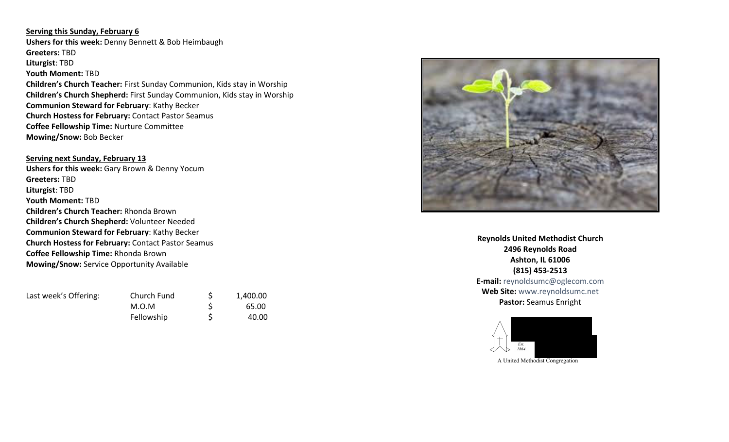**Serving this Sunday, February 6**

**Ushers for this week:** Denny Bennett & Bob Heimbaugh
**Greeters:** TBD
**Liturgist**: TBD
**Youth Moment:** TBD
**Children's Church Teacher:** First Sunday Communion, Kids stay in Worship
**Children's Church Shepherd:** First Sunday Communion, Kids stay in Worship
**Communion Steward for February**: Kathy Becker
**Church Hostess for February:** Contact Pastor Seamus
**Coffee Fellowship Time:** Nurture Committee
**Mowing/Snow:** Bob Becker

**Serving next Sunday, February 13**

**Ushers for this week:** Gary Brown & Denny Yocum
**Greeters:** TBD
**Liturgist**: TBD
**Youth Moment:** TBD
**Children's Church Teacher:** Rhonda Brown
**Children's Church Shepherd:** Volunteer Needed
**Communion Steward for February**: Kathy Becker
**Church Hostess for February:** Contact Pastor Seamus
**Coffee Fellowship Time:** Rhonda Brown
**Mowing/Snow:** Service Opportunity Available

| | | | |
|---|---|---|---|
| Last week's Offering: | Church Fund | $ | 1,400.00 |
| | M.O.M | $ | 65.00 |
| | Fellowship | $ | 40.00 |

**Reynolds United Methodist Church**
**2496 Reynolds Road**
**Ashton, IL 61006**
**(815) 453-2513**
**E-mail:** reynoldsumc@oglecom.com
**Web Site:** www.reynoldsumc.net
**Pastor:** Seamus Enright

*Est. 1864*

A United Methodist Congregation